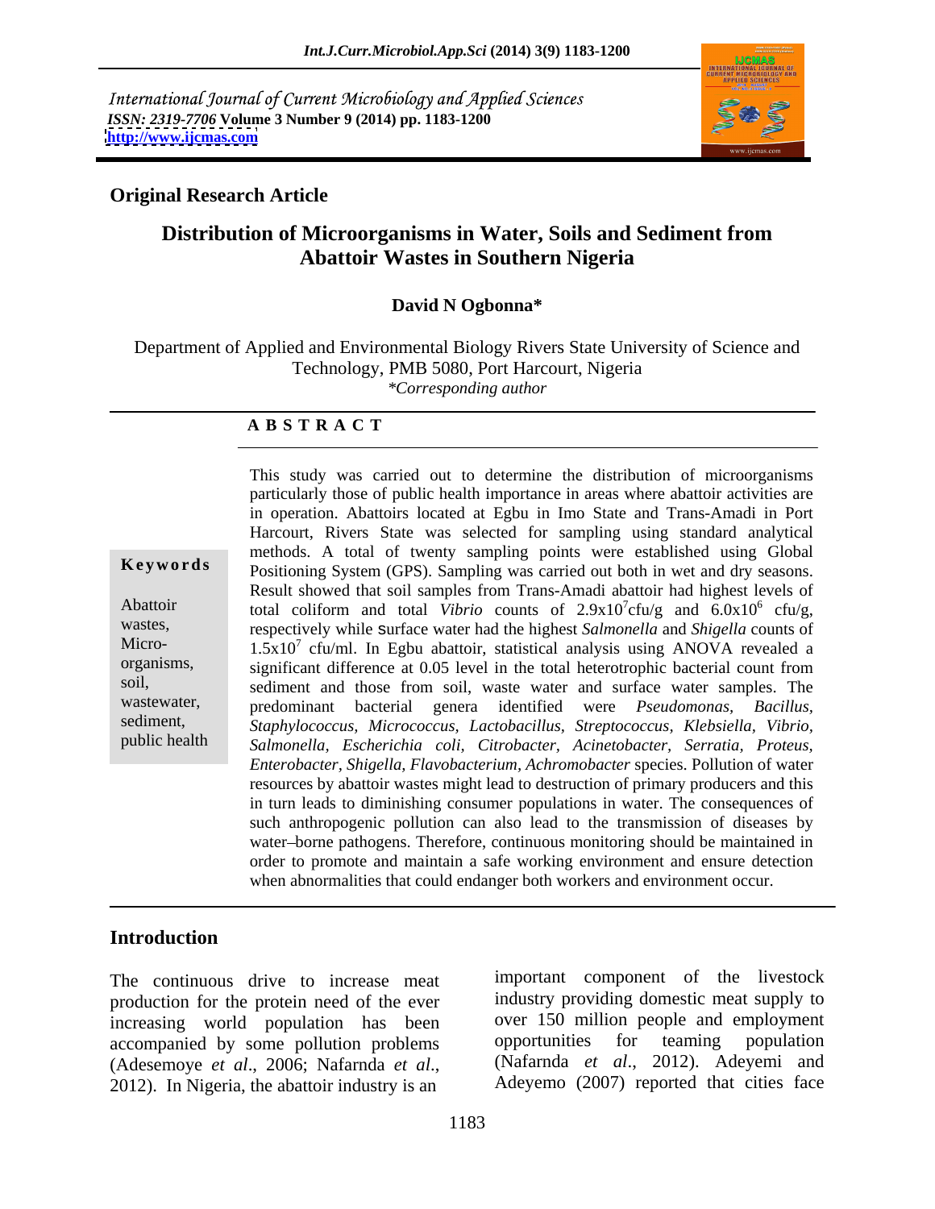International Journal of Current Microbiology and Applied Sciences
*ISSN: 2319-7706* **Volume 3 Number 9 (2014) pp. 1183-1200**
**http://www.ijcmas.com**

**Original Research Article**

# Distribution of Microorganisms in Water, Soils and Sediment from Abattoir Wastes in Southern Nigeria

**David N Ogbonna***

Department of Applied and Environmental Biology Rivers State University of Science and Technology, PMB 5080, Port Harcourt, Nigeria
*\*Corresponding author*

**A B S T R A C T**

**Keywords**

Abattoir wastes, Micro-organisms, soil, wastewater, sediment, public health

This study was carried out to determine the distribution of microorganisms particularly those of public health importance in areas where abattoir activities are in operation. Abattoirs located at Egbu in Imo State and Trans-Amadi in Port Harcourt, Rivers State was selected for sampling using standard analytical methods. A total of twenty sampling points were established using Global Positioning System (GPS). Sampling was carried out both in wet and dry seasons. Result showed that soil samples from Trans-Amadi abattoir had highest levels of total coliform and total *Vibrio* counts of $2.9x10^7$cfu/g and $6.0x10^6$ cfu/g, respectively while surface water had the highest *Salmonella* and *Shigella* counts of $1.5x10^7$ cfu/ml. In Egbu abattoir, statistical analysis using ANOVA revealed a significant difference at 0.05 level in the total heterotrophic bacterial count from sediment and those from soil, waste water and surface water samples. The predominant bacterial genera identified were *Pseudomonas*, *Bacillus*, *Staphylococcus, Micrococcus*, *Lactobacillus, Streptococcus*, *Klebsiella*, *Vibrio*, *Salmonella*, *Escherichia coli*, *Citrobacter*, *Acinetobacter*, *Serratia*, *Proteus, Enterobacter*, *Shigella*, *Flavobacterium*, *Achromobacter* species. Pollution of water resources by abattoir wastes might lead to destruction of primary producers and this in turn leads to diminishing consumer populations in water. The consequences of such anthropogenic pollution can also lead to the transmission of diseases by water–borne pathogens. Therefore, continuous monitoring should be maintained in order to promote and maintain a safe working environment and ensure detection when abnormalities that could endanger both workers and environment occur.

## Introduction

The continuous drive to increase meat production for the protein need of the ever increasing world population has been accompanied by some pollution problems (Adesemoye *et al*., 2006; Nafarnda *et al*., 2012). In Nigeria, the abattoir industry is an important component of the livestock industry providing domestic meat supply to over 150 million people and employment opportunities for teaming population (Nafarnda *et al*., 2012). Adeyemi and Adeyemo (2007) reported that cities face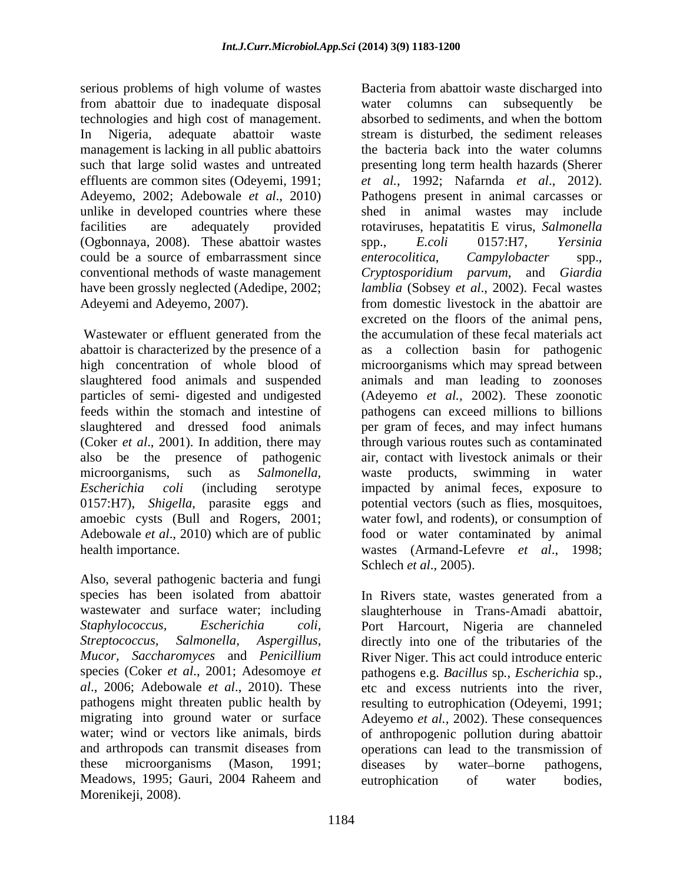serious problems of high volume of wastes from abattoir due to inadequate disposal technologies and high cost of management. In Nigeria, adequate abattoir waste management is lacking in all public abattoirs such that large solid wastes and untreated effluents are common sites (Odeyemi, 1991; Adeyemo, 2002; Adebowale *et al*., 2010) unlike in developed countries where these facilities are adequately provided (Ogbonnaya, 2008). These abattoir wastes could be a source of embarrassment since conventional methods of waste management have been grossly neglected (Adedipe, 2002; Adeyemi and Adeyemo, 2007).

Wastewater or effluent generated from the abattoir is characterized by the presence of a high concentration of whole blood of slaughtered food animals and suspended particles of semi- digested and undigested feeds within the stomach and intestine of slaughtered and dressed food animals (Coker *et al*., 2001). In addition, there may also be the presence of pathogenic microorganisms, such as *Salmonella*, *Escherichia coli* (including serotype 0157:H7), *Shigella*, parasite eggs and amoebic cysts (Bull and Rogers, 2001; Adebowale *et al*., 2010) which are of public health importance.

Also, several pathogenic bacteria and fungi species has been isolated from abattoir wastewater and surface water; including *Staphylococcus, Escherichia coli, Streptococcus, Salmonella, Aspergillus, Mucor, Saccharomyces* and *Penicillium* species (Coker *et al*., 2001; Adesomoye *et al*., 2006; Adebowale *et al*., 2010). These pathogens might threaten public health by migrating into ground water or surface water; wind or vectors like animals, birds and arthropods can transmit diseases from these microorganisms (Mason, 1991; Meadows, 1995; Gauri, 2004 Raheem and Morenikeji, 2008).

Bacteria from abattoir waste discharged into water columns can subsequently be absorbed to sediments, and when the bottom stream is disturbed, the sediment releases the bacteria back into the water columns presenting long term health hazards (Sherer *et al.*, 1992; Nafarnda *et al*., 2012). Pathogens present in animal carcasses or shed in animal wastes may include rotaviruses, hepatatitis E virus, *Salmonella* spp., *E.coli* 0157:H7, *Yersinia enterocolitica*, *Campylobacter* spp., *Cryptosporidium parvum*, and *Giardia lamblia* (Sobsey *et al*., 2002). Fecal wastes from domestic livestock in the abattoir are excreted on the floors of the animal pens, the accumulation of these fecal materials act as a collection basin for pathogenic microorganisms which may spread between animals and man leading to zoonoses (Adeyemo *et al.,* 2002). These zoonotic pathogens can exceed millions to billions per gram of feces, and may infect humans through various routes such as contaminated air, contact with livestock animals or their waste products, swimming in water impacted by animal feces, exposure to potential vectors (such as flies, mosquitoes, water fowl, and rodents), or consumption of food or water contaminated by animal wastes (Armand-Lefevre *et al*., 1998; Schlech *et al*., 2005).

In Rivers state, wastes generated from a slaughterhouse in Trans-Amadi abattoir, Port Harcourt, Nigeria are channeled directly into one of the tributaries of the River Niger. This act could introduce enteric pathogens e.g. *Bacillus* sp*.*, *Escherichia* sp*.*, etc and excess nutrients into the river, resulting to eutrophication (Odeyemi, 1991; Adeyemo *et al.,* 2002). These consequences of anthropogenic pollution during abattoir operations can lead to the transmission of diseases by water–borne pathogens, eutrophication of water bodies,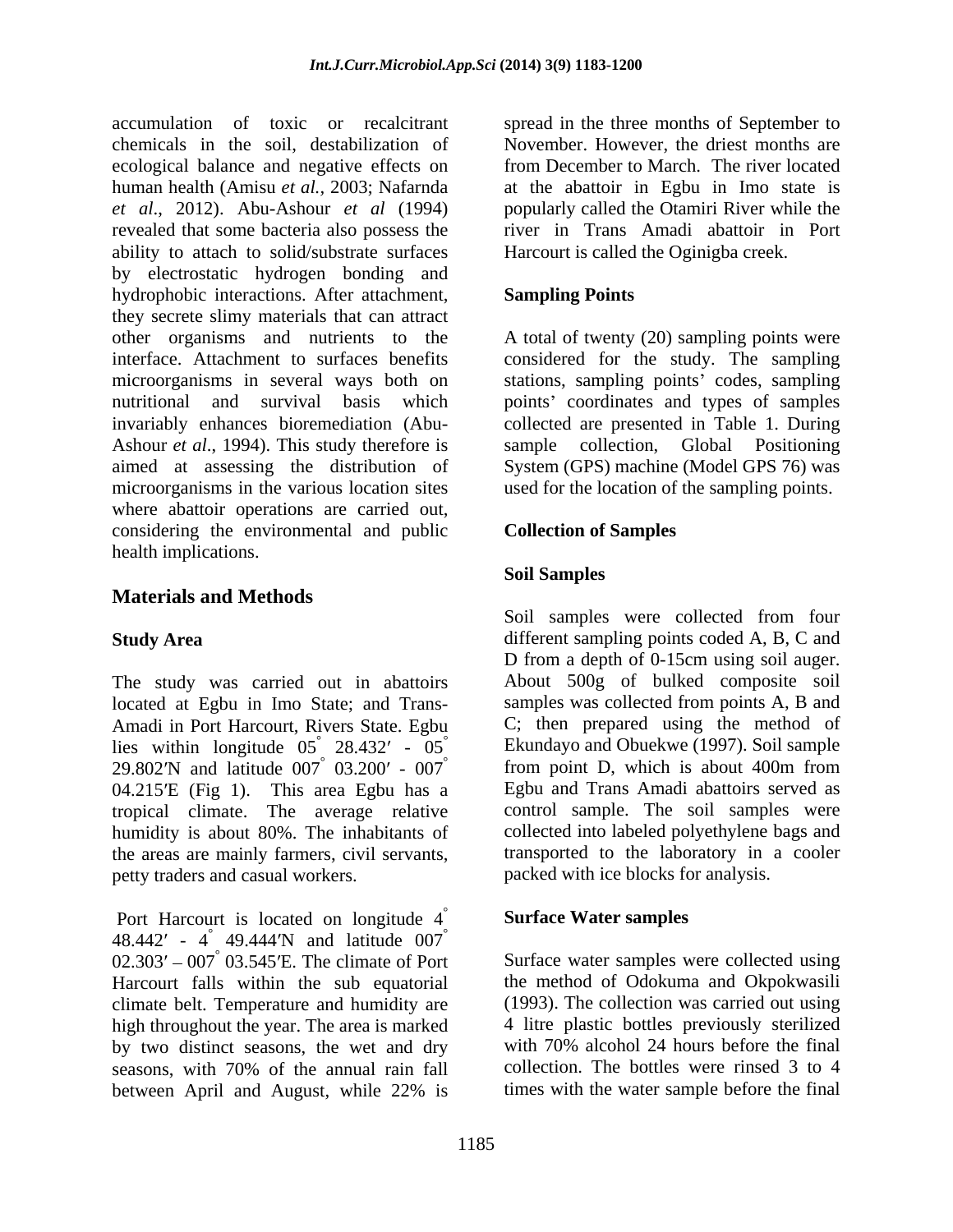accumulation of toxic or recalcitrant chemicals in the soil, destabilization of ecological balance and negative effects on human health (Amisu *et al.,* 2003; Nafarnda *et al*., 2012). Abu-Ashour *et al* (1994) revealed that some bacteria also possess the ability to attach to solid/substrate surfaces by electrostatic hydrogen bonding and hydrophobic interactions. After attachment, they secrete slimy materials that can attract other organisms and nutrients to the interface. Attachment to surfaces benefits microorganisms in several ways both on nutritional and survival basis which invariably enhances bioremediation (Abu-Ashour *et al*., 1994). This study therefore is aimed at assessing the distribution of microorganisms in the various location sites where abattoir operations are carried out, considering the environmental and public health implications.

## Materials and Methods

### Study Area

The study was carried out in abattoirs located at Egbu in Imo State; and Trans-Amadi in Port Harcourt, Rivers State. Egbu lies within longitude 05° 28.432′ - 05° 29.802′N and latitude 007° 03.200′ - 007° 04.215′E (Fig 1). This area Egbu has a tropical climate. The average relative humidity is about 80%. The inhabitants of the areas are mainly farmers, civil servants, petty traders and casual workers.

Port Harcourt is located on longitude 4° 48.442′ - 4° 49.444′N and latitude 007° 02.303′ – 007° 03.545′E. The climate of Port Harcourt falls within the sub equatorial climate belt. Temperature and humidity are high throughout the year. The area is marked by two distinct seasons, the wet and dry seasons, with 70% of the annual rain fall between April and August, while 22% is spread in the three months of September to November. However, the driest months are from December to March. The river located at the abattoir in Egbu in Imo state is popularly called the Otamiri River while the river in Trans Amadi abattoir in Port Harcourt is called the Oginigba creek.

### Sampling Points

A total of twenty (20) sampling points were considered for the study. The sampling stations, sampling points' codes, sampling points' coordinates and types of samples collected are presented in Table 1. During sample collection, Global Positioning System (GPS) machine (Model GPS 76) was used for the location of the sampling points.

### Collection of Samples

#### Soil Samples

Soil samples were collected from four different sampling points coded A, B, C and D from a depth of 0-15cm using soil auger. About 500g of bulked composite soil samples was collected from points A, B and C; then prepared using the method of Ekundayo and Obuekwe (1997). Soil sample from point D, which is about 400m from Egbu and Trans Amadi abattoirs served as control sample. The soil samples were collected into labeled polyethylene bags and transported to the laboratory in a cooler packed with ice blocks for analysis.

#### Surface Water samples

Surface water samples were collected using the method of Odokuma and Okpokwasili (1993). The collection was carried out using 4 litre plastic bottles previously sterilized with 70% alcohol 24 hours before the final collection. The bottles were rinsed 3 to 4 times with the water sample before the final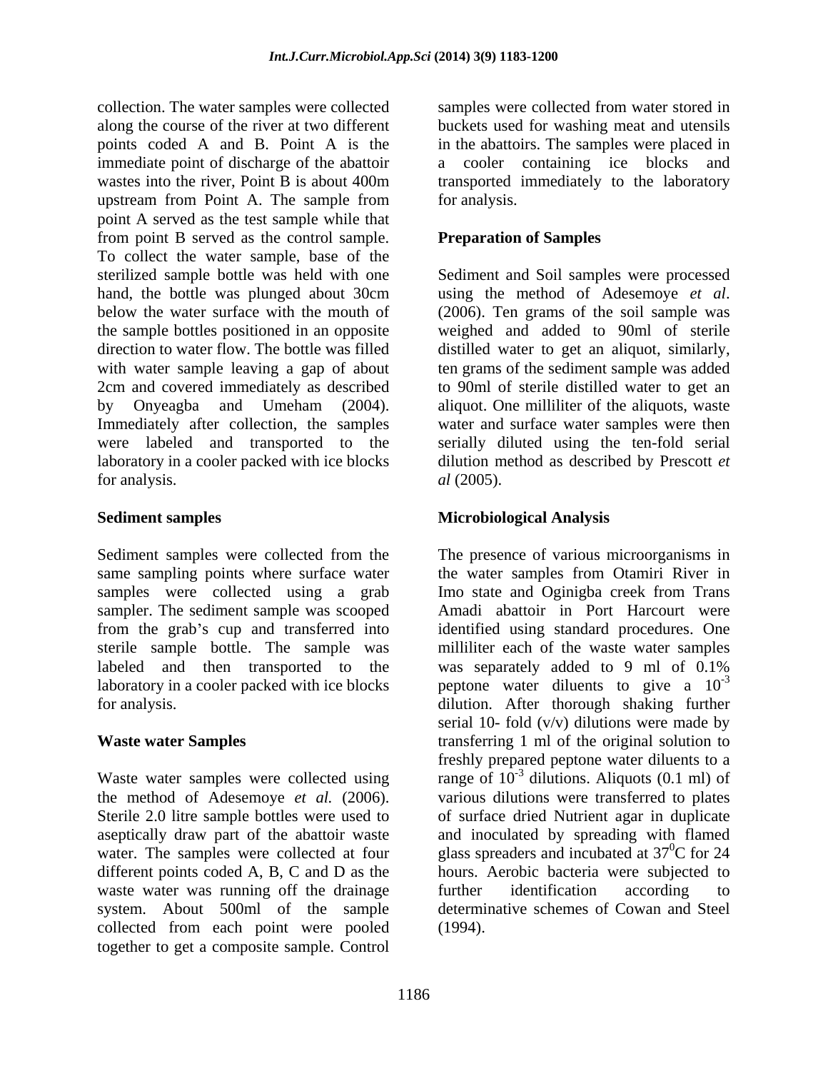collection. The water samples were collected along the course of the river at two different points coded A and B. Point A is the immediate point of discharge of the abattoir wastes into the river, Point B is about 400m upstream from Point A. The sample from point A served as the test sample while that from point B served as the control sample. To collect the water sample, base of the sterilized sample bottle was held with one hand, the bottle was plunged about 30cm below the water surface with the mouth of the sample bottles positioned in an opposite direction to water flow. The bottle was filled with water sample leaving a gap of about 2cm and covered immediately as described by Onyeagba and Umeham (2004). Immediately after collection, the samples were labeled and transported to the laboratory in a cooler packed with ice blocks for analysis.

**Sediment samples**

Sediment samples were collected from the same sampling points where surface water samples were collected using a grab sampler. The sediment sample was scooped from the grab's cup and transferred into sterile sample bottle. The sample was labeled and then transported to the laboratory in a cooler packed with ice blocks for analysis.

**Waste water Samples**

Waste water samples were collected using the method of Adesemoye *et al.* (2006). Sterile 2.0 litre sample bottles were used to aseptically draw part of the abattoir waste water. The samples were collected at four different points coded A, B, C and D as the waste water was running off the drainage system. About 500ml of the sample collected from each point were pooled together to get a composite sample. Control samples were collected from water stored in buckets used for washing meat and utensils in the abattoirs. The samples were placed in a cooler containing ice blocks and transported immediately to the laboratory for analysis.

**Preparation of Samples**

Sediment and Soil samples were processed using the method of Adesemoye *et al*. (2006). Ten grams of the soil sample was weighed and added to 90ml of sterile distilled water to get an aliquot, similarly, ten grams of the sediment sample was added to 90ml of sterile distilled water to get an aliquot. One milliliter of the aliquots, waste water and surface water samples were then serially diluted using the ten-fold serial dilution method as described by Prescott *et al* (2005).

**Microbiological Analysis**

The presence of various microorganisms in the water samples from Otamiri River in Imo state and Oginigba creek from Trans Amadi abattoir in Port Harcourt were identified using standard procedures. One milliliter each of the waste water samples was separately added to 9 ml of 0.1% peptone water diluents to give a $10^{-3}$ dilution. After thorough shaking further serial 10- fold (v/v) dilutions were made by transferring 1 ml of the original solution to freshly prepared peptone water diluents to a range of $10^{-3}$ dilutions. Aliquots (0.1 ml) of various dilutions were transferred to plates of surface dried Nutrient agar in duplicate and inoculated by spreading with flamed glass spreaders and incubated at $37^0$C for 24 hours. Aerobic bacteria were subjected to further identification according to determinative schemes of Cowan and Steel (1994).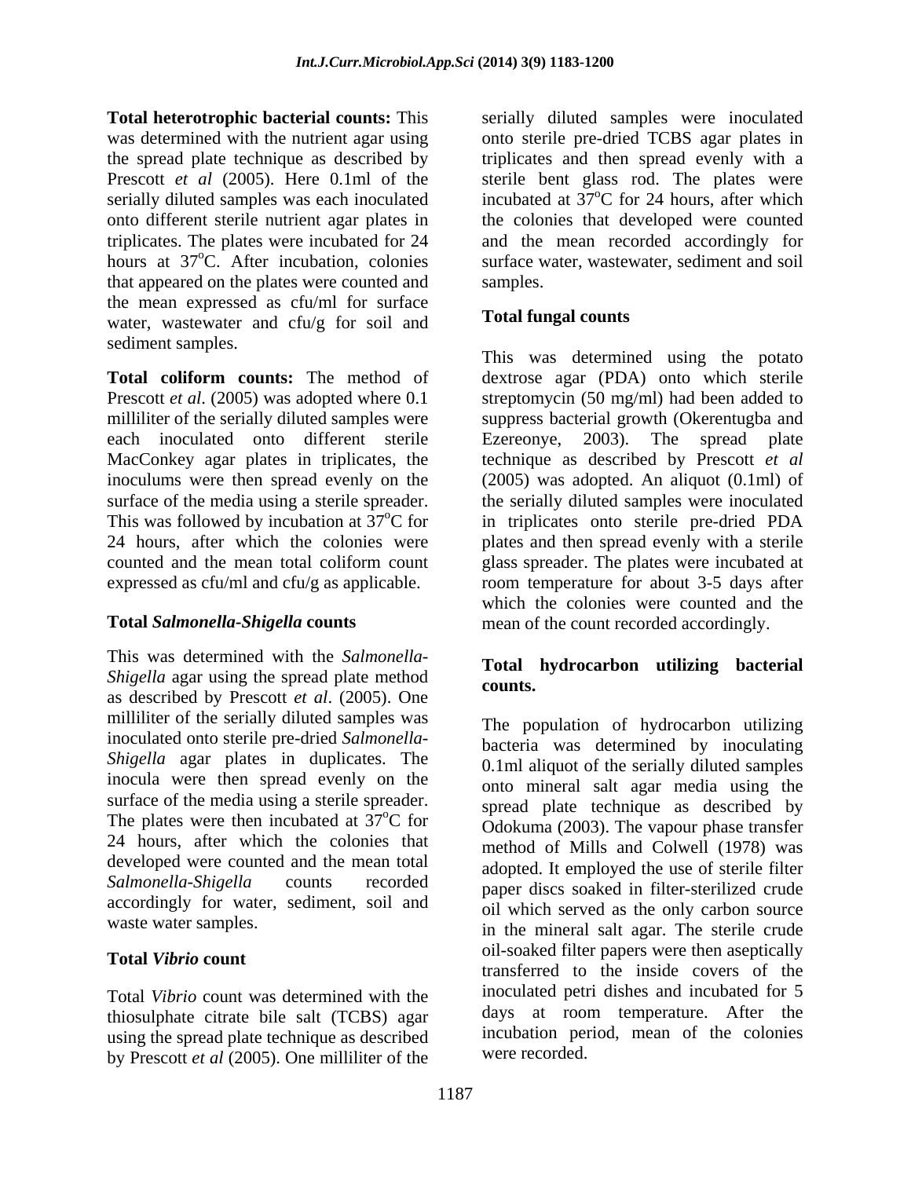**Total heterotrophic bacterial counts:** This was determined with the nutrient agar using the spread plate technique as described by Prescott *et al* (2005). Here 0.1ml of the serially diluted samples was each inoculated onto different sterile nutrient agar plates in triplicates. The plates were incubated for 24 hours at 37$^o$C. After incubation, colonies that appeared on the plates were counted and the mean expressed as cfu/ml for surface water, wastewater and cfu/g for soil and sediment samples.

**Total coliform counts:** The method of Prescott *et al*. (2005) was adopted where 0.1 milliliter of the serially diluted samples were each inoculated onto different sterile MacConkey agar plates in triplicates, the inoculums were then spread evenly on the surface of the media using a sterile spreader. This was followed by incubation at 37$^o$C for 24 hours, after which the colonies were counted and the mean total coliform count expressed as cfu/ml and cfu/g as applicable.

**Total *Salmonella-Shigella* counts**

This was determined with the *Salmonella-Shigella* agar using the spread plate method as described by Prescott *et al*. (2005). One milliliter of the serially diluted samples was inoculated onto sterile pre-dried *Salmonella-Shigella* agar plates in duplicates. The inocula were then spread evenly on the surface of the media using a sterile spreader. The plates were then incubated at 37$^o$C for 24 hours, after which the colonies that developed were counted and the mean total *Salmonella-Shigella* counts recorded accordingly for water, sediment, soil and waste water samples.

**Total *Vibrio* count**

Total *Vibrio* count was determined with the thiosulphate citrate bile salt (TCBS) agar using the spread plate technique as described by Prescott *et al* (2005). One milliliter of the serially diluted samples were inoculated onto sterile pre-dried TCBS agar plates in triplicates and then spread evenly with a sterile bent glass rod. The plates were incubated at 37$^o$C for 24 hours, after which the colonies that developed were counted and the mean recorded accordingly for surface water, wastewater, sediment and soil samples.

**Total fungal counts**

This was determined using the potato dextrose agar (PDA) onto which sterile streptomycin (50 mg/ml) had been added to suppress bacterial growth (Okerentugba and Ezereonye, 2003). The spread plate technique as described by Prescott *et al* (2005) was adopted. An aliquot (0.1ml) of the serially diluted samples were inoculated in triplicates onto sterile pre-dried PDA plates and then spread evenly with a sterile glass spreader. The plates were incubated at room temperature for about 3-5 days after which the colonies were counted and the mean of the count recorded accordingly.

**Total hydrocarbon utilizing bacterial counts.**

The population of hydrocarbon utilizing bacteria was determined by inoculating 0.1ml aliquot of the serially diluted samples onto mineral salt agar media using the spread plate technique as described by Odokuma (2003). The vapour phase transfer method of Mills and Colwell (1978) was adopted. It employed the use of sterile filter paper discs soaked in filter-sterilized crude oil which served as the only carbon source in the mineral salt agar. The sterile crude oil-soaked filter papers were then aseptically transferred to the inside covers of the inoculated petri dishes and incubated for 5 days at room temperature. After the incubation period, mean of the colonies were recorded.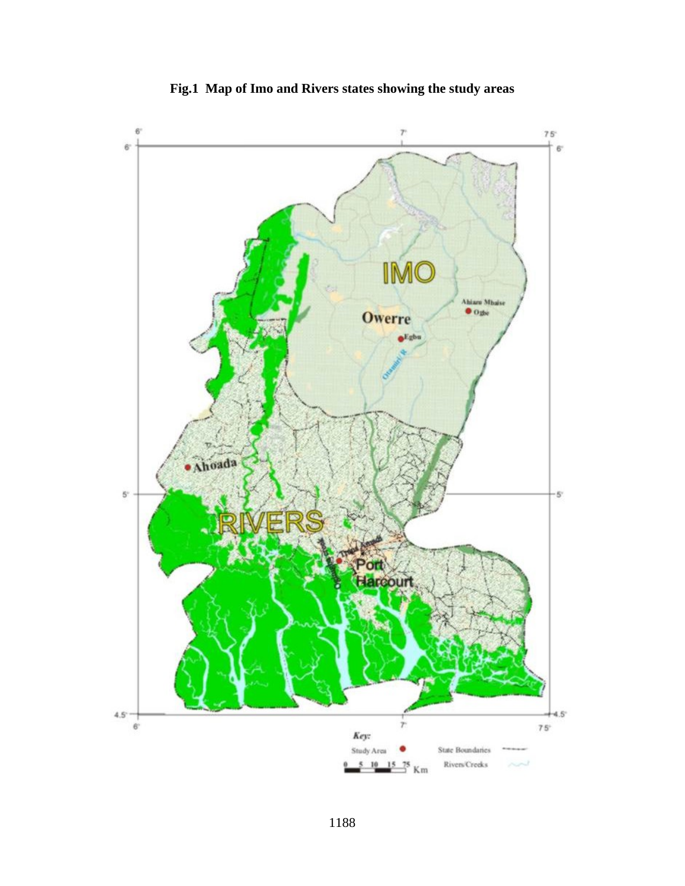**Fig.1 Map of Imo and Rivers states showing the study areas**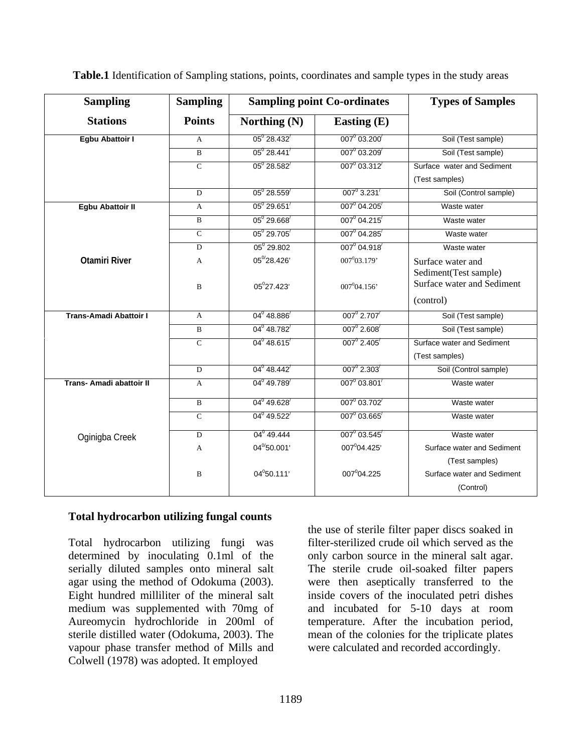**Table.1** Identification of Sampling stations, points, coordinates and sample types in the study areas

| Sampling Stations | Sampling Points | Sampling point Co-ordinates Northing (N) | Easting (E) | Types of Samples |
|---|---|---|---|---|
| Egbu Abattoir I | A | 05° 28.432′ | 007° 03.200′ | Soil (Test sample) |
| | B | 05° 28.441′ | 007° 03.209′ | Soil (Test sample) |
| | C | 05° 28.582′ | 007° 03.312′ | Surface water and Sediment (Test samples) |
| | D | 05° 28.559′ | 007° 3.231′ | Soil (Control sample) |
| Egbu Abattoir II | A | 05° 29.651′ | 007° 04.205′ | Waste water |
| | B | 05° 29.668′ | 007° 04.215′ | Waste water |
| | C | 05° 29.705′ | 007° 04.285′ | Waste water |
| | D | 05° 29.802 | 007° 04.918′ | Waste water |
| Otamiri River | A | 05°28.426' | 007°03.179' | Surface water and Sediment(Test sample) |
| | B | 05°27.423' | 007°04.156' | Surface water and Sediment (control) |
| Trans-Amadi Abattoir I | A | 04° 48.886′ | 007° 2.707′ | Soil (Test sample) |
| | B | 04° 48.782′ | 007° 2.608′ | Soil (Test sample) |
| | C | 04° 48.615′ | 007° 2.405′ | Surface water and Sediment (Test samples) |
| | D | 04° 48.442′ | 007° 2.303′ | Soil (Control sample) |
| Trans- Amadi abattoir II | A | 04° 49.789′ | 007° 03.801′ | Waste water |
| | B | 04° 49.628′ | 007° 03.702′ | Waste water |
| | C | 04° 49.522′ | 007° 03.665′ | Waste water |
| | D | 04° 49.444 | 007° 03.545′ | Waste water |
| Oginigba Creek | A | 04°50.001' | 007°04.425' | Surface water and Sediment (Test samples) |
| | B | 04°50.111' | 007°04.225 | Surface water and Sediment (Control) |

**Total hydrocarbon utilizing fungal counts**

Total hydrocarbon utilizing fungi was determined by inoculating 0.1ml of the serially diluted samples onto mineral salt agar using the method of Odokuma (2003). Eight hundred milliliter of the mineral salt medium was supplemented with 70mg of Aureomycin hydrochloride in 200ml of sterile distilled water (Odokuma, 2003). The vapour phase transfer method of Mills and Colwell (1978) was adopted. It employed the use of sterile filter paper discs soaked in filter-sterilized crude oil which served as the only carbon source in the mineral salt agar. The sterile crude oil-soaked filter papers were then aseptically transferred to the inside covers of the inoculated petri dishes and incubated for 5-10 days at room temperature. After the incubation period, mean of the colonies for the triplicate plates were calculated and recorded accordingly.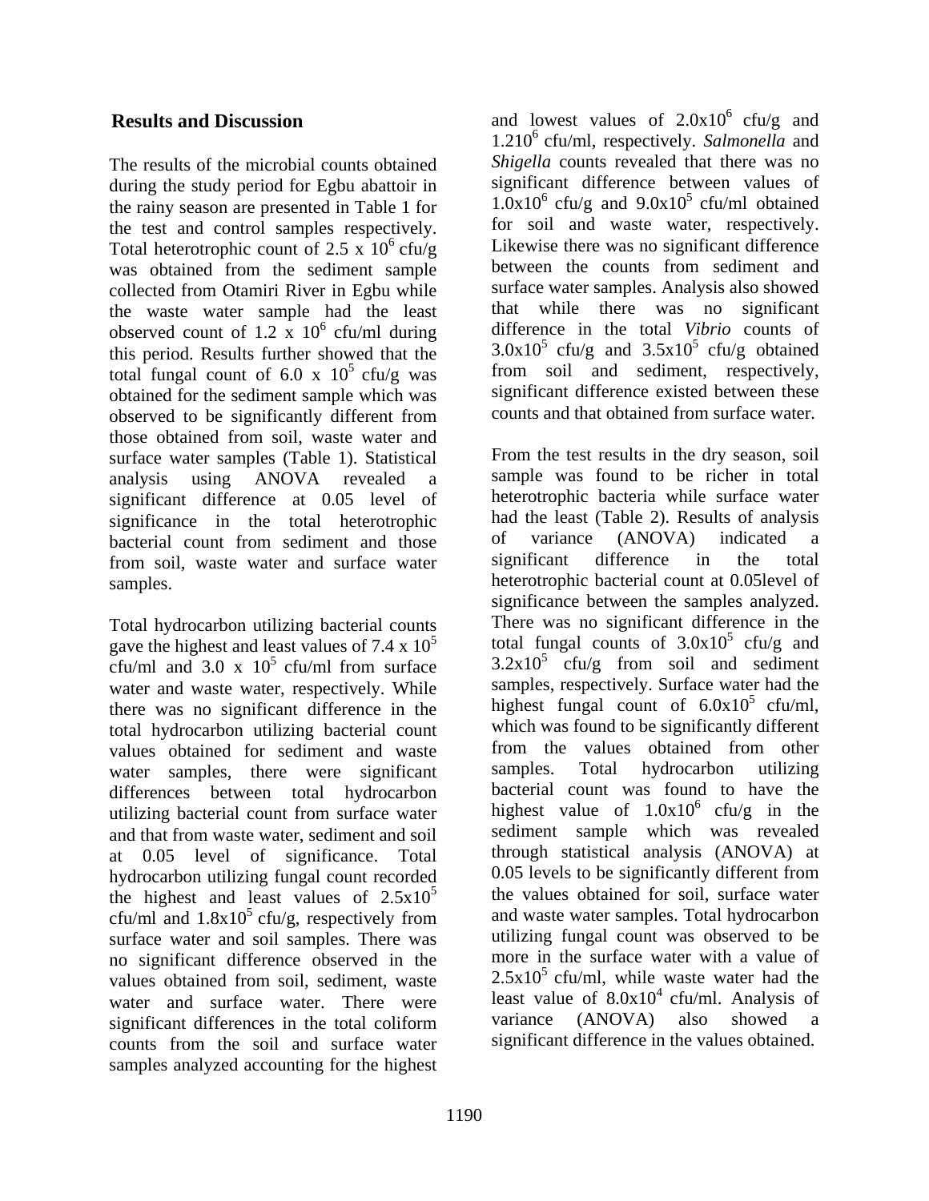## Results and Discussion

The results of the microbial counts obtained during the study period for Egbu abattoir in the rainy season are presented in Table 1 for the test and control samples respectively. Total heterotrophic count of $2.5 \times 10^6$ cfu/g was obtained from the sediment sample collected from Otamiri River in Egbu while the waste water sample had the least observed count of $1.2 \times 10^6$ cfu/ml during this period. Results further showed that the total fungal count of $6.0 \times 10^5$ cfu/g was obtained for the sediment sample which was observed to be significantly different from those obtained from soil, waste water and surface water samples (Table 1). Statistical analysis using ANOVA revealed a significant difference at 0.05 level of significance in the total heterotrophic bacterial count from sediment and those from soil, waste water and surface water samples.

Total hydrocarbon utilizing bacterial counts gave the highest and least values of $7.4 \times 10^5$ cfu/ml and $3.0 \times 10^5$ cfu/ml from surface water and waste water, respectively. While there was no significant difference in the total hydrocarbon utilizing bacterial count values obtained for sediment and waste water samples, there were significant differences between total hydrocarbon utilizing bacterial count from surface water and that from waste water, sediment and soil at 0.05 level of significance. Total hydrocarbon utilizing fungal count recorded the highest and least values of $2.5 \times 10^5$ cfu/ml and $1.8 \times 10^5$ cfu/g, respectively from surface water and soil samples. There was no significant difference observed in the values obtained from soil, sediment, waste water and surface water. There were significant differences in the total coliform counts from the soil and surface water samples analyzed accounting for the highest and lowest values of $2.0 \times 10^6$ cfu/g and $1.210^6$ cfu/ml, respectively. *Salmonella* and *Shigella* counts revealed that there was no significant difference between values of $1.0 \times 10^6$ cfu/g and $9.0 \times 10^5$ cfu/ml obtained for soil and waste water, respectively. Likewise there was no significant difference between the counts from sediment and surface water samples. Analysis also showed that while there was no significant difference in the total *Vibrio* counts of $3.0 \times 10^5$ cfu/g and $3.5 \times 10^5$ cfu/g obtained from soil and sediment, respectively, significant difference existed between these counts and that obtained from surface water.

From the test results in the dry season, soil sample was found to be richer in total heterotrophic bacteria while surface water had the least (Table 2). Results of analysis of variance (ANOVA) indicated a significant difference in the total heterotrophic bacterial count at 0.05level of significance between the samples analyzed. There was no significant difference in the total fungal counts of $3.0 \times 10^5$ cfu/g and $3.2 \times 10^5$ cfu/g from soil and sediment samples, respectively. Surface water had the highest fungal count of $6.0 \times 10^5$ cfu/ml, which was found to be significantly different from the values obtained from other samples. Total hydrocarbon utilizing bacterial count was found to have the highest value of $1.0 \times 10^6$ cfu/g in the sediment sample which was revealed through statistical analysis (ANOVA) at 0.05 levels to be significantly different from the values obtained for soil, surface water and waste water samples. Total hydrocarbon utilizing fungal count was observed to be more in the surface water with a value of $2.5 \times 10^5$ cfu/ml, while waste water had the least value of $8.0 \times 10^4$ cfu/ml. Analysis of variance (ANOVA) also showed a significant difference in the values obtained.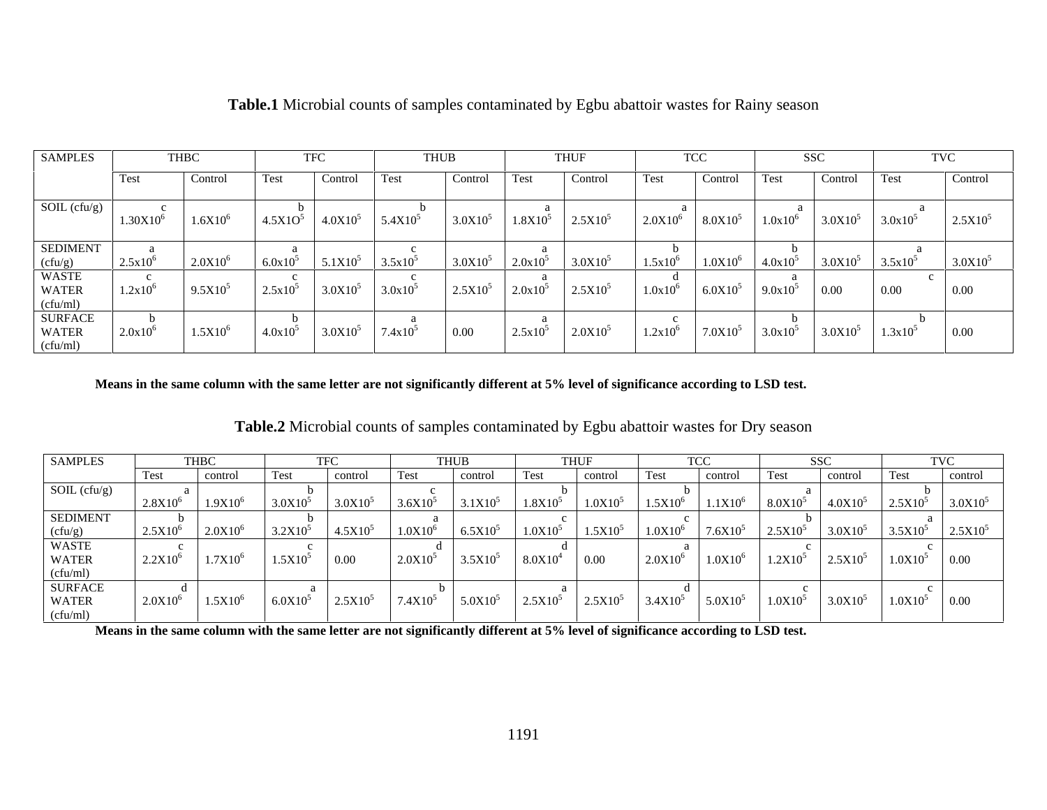**Table.1** Microbial counts of samples contaminated by Egbu abattoir wastes for Rainy season

| SAMPLES | THBC | | TFC | | THUB | | THUF | | TCC | | SSC | | TVC | |
|---|---|---|---|---|---|---|---|---|---|---|---|---|---|---|
| | Test | Control | Test | Control | Test | Control | Test | Control | Test | Control | Test | Control | Test | Control |
| SOIL (cfu/g) | c $1.30X10^6$ | $1.6X10^6$ | b $4.5X1O^5$ | $4.0X10^5$ | b $5.4X10^5$ | $3.0X10^5$ | a $1.8X10^5$ | $2.5X10^5$ | a $2.0X10^6$ | $8.0X10^5$ | a $1.0x10^6$ | $3.0X10^5$ | a $3.0x10^5$ | $2.5X10^5$ |
| SEDIMENT (cfu/g) | a $2.5x10^6$ | $2.0X10^6$ | a $6.0x10^5$ | $5.1X10^5$ | c $3.5x10^5$ | $3.0X10^5$ | a $2.0x10^5$ | $3.0X10^5$ | b $1.5x10^6$ | $1.0X10^6$ | b $4.0x10^5$ | $3.0X10^5$ | a $3.5x10^5$ | $3.0X10^5$ |
| WASTE WATER (cfu/ml) | c $1.2x10^6$ | $9.5X10^5$ | c $2.5x10^5$ | $3.0X10^5$ | c $3.0x10^5$ | $2.5X10^5$ | a $2.0x10^5$ | $2.5X10^5$ | d $1.0x10^6$ | $6.0X10^5$ | a $9.0x10^5$ | 0.00 | c 0.00 | 0.00 |
| SURFACE WATER (cfu/ml) | b $2.0x10^6$ | $1.5X10^6$ | b $4.0x10^5$ | $3.0X10^5$ | a $7.4x10^5$ | 0.00 | a $2.5x10^5$ | $2.0X10^5$ | c $1.2x10^6$ | $7.0X10^5$ | b $3.0x10^5$ | $3.0X10^5$ | b $1.3x10^5$ | 0.00 |

**Means in the same column with the same letter are not significantly different at 5% level of significance according to LSD test.**

**Table.2** Microbial counts of samples contaminated by Egbu abattoir wastes for Dry season

| SAMPLES | THBC | | TFC | | THUB | | THUF | | TCC | | SSC | | TVC | |
|---|---|---|---|---|---|---|---|---|---|---|---|---|---|---|
| | Test | control | Test | control | Test | control | Test | control | Test | control | Test | control | Test | control |
| SOIL (cfu/g) | a $2.8X10^6$ | $1.9X10^6$ | b $3.0X10^5$ | $3.0X10^5$ | c $3.6X10^5$ | $3.1X10^5$ | b $1.8X10^5$ | $1.0X10^5$ | b $1.5X10^6$ | $1.1X10^6$ | a $8.0X10^5$ | $4.0X10^5$ | b $2.5X10^5$ | $3.0X10^5$ |
| SEDIMENT (cfu/g) | b $2.5X10^6$ | $2.0X10^6$ | b $3.2X10^5$ | $4.5X10^5$ | a $1.0X10^6$ | $6.5X10^5$ | c $1.0X10^5$ | $1.5X10^5$ | c $1.0X10^6$ | $7.6X10^5$ | b $2.5X10^5$ | $3.0X10^5$ | a $3.5X10^5$ | $2.5X10^5$ |
| WASTE WATER (cfu/ml) | c $2.2X10^6$ | $1.7X10^6$ | c $1.5X10^5$ | 0.00 | d $2.0X10^5$ | $3.5X10^5$ | d $8.0X10^4$ | 0.00 | a $2.0X10^6$ | $1.0X10^6$ | c $1.2X10^5$ | $2.5X10^5$ | c $1.0X10^5$ | 0.00 |
| SURFACE WATER (cfu/ml) | d $2.0X10^6$ | $1.5X10^6$ | a $6.0X10^5$ | $2.5X10^5$ | b $7.4X10^5$ | $5.0X10^5$ | a $2.5X10^5$ | $2.5X10^5$ | d $3.4X10^5$ | $5.0X10^5$ | c $1.0X10^5$ | $3.0X10^5$ | c $1.0X10^5$ | 0.00 |

**Means in the same column with the same letter are not significantly different at 5% level of significance according to LSD test.**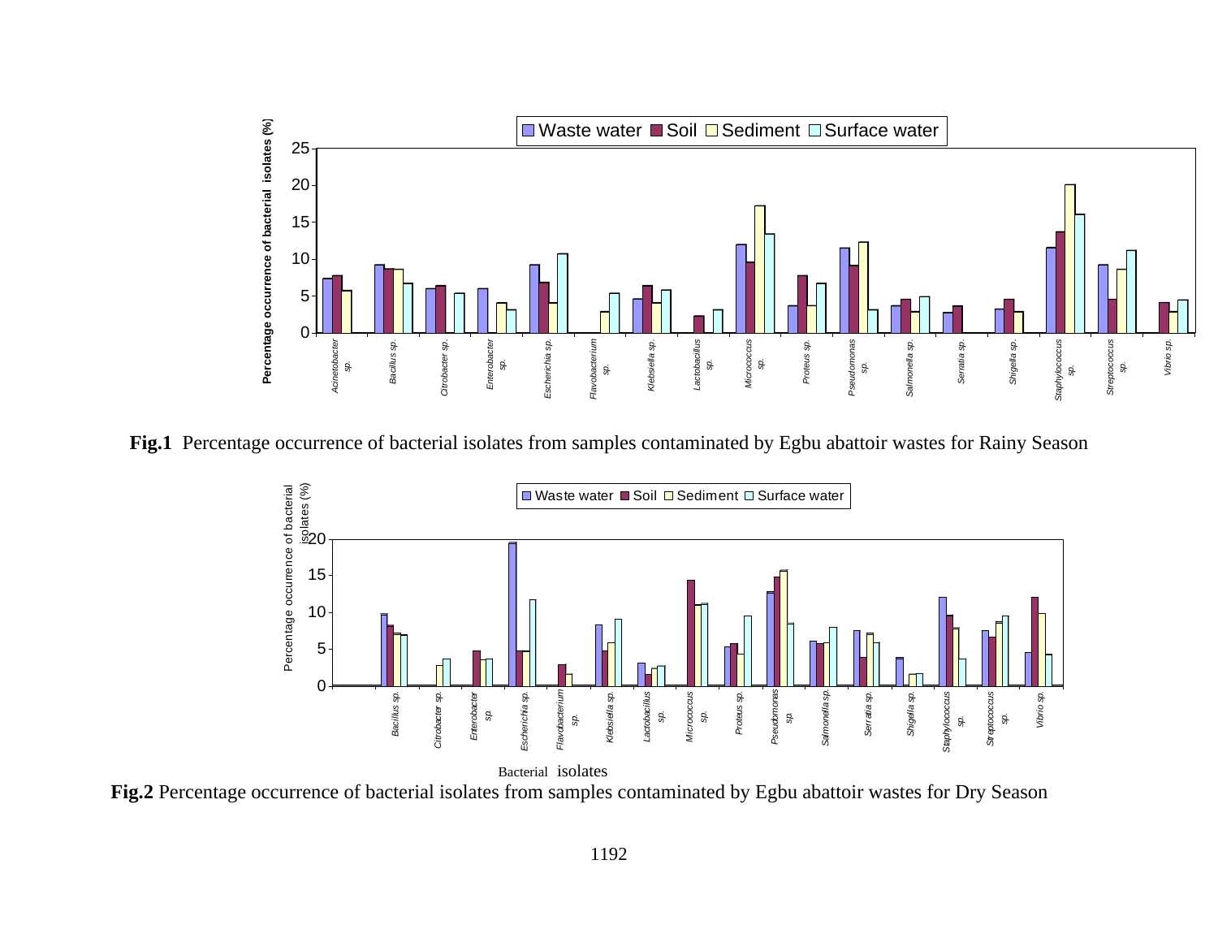**Fig.1** Percentage occurrence of bacterial isolates from samples contaminated by Egbu abattoir wastes for Rainy Season

**Fig.2** Percentage occurrence of bacterial isolates from samples contaminated by Egbu abattoir wastes for Dry Season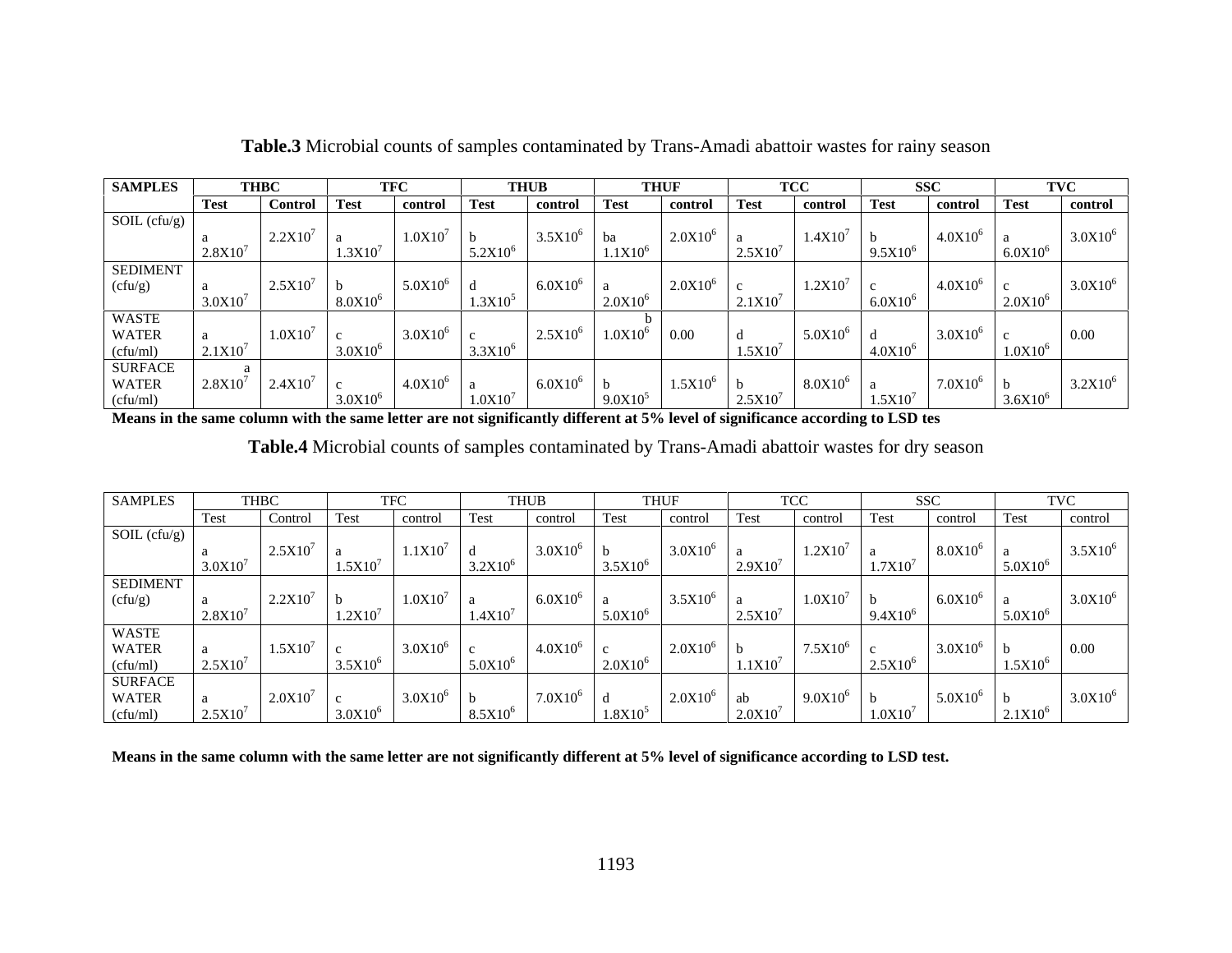**Table.3** Microbial counts of samples contaminated by Trans-Amadi abattoir wastes for rainy season

| SAMPLES | THBC | | TFC | | THUB | | THUF | | TCC | | SSC | | TVC | |
|---|---|---|---|---|---|---|---|---|---|---|---|---|---|---|
| | **Test** | **Control** | **Test** | **control** | **Test** | **control** | **Test** | **control** | **Test** | **control** | **Test** | **control** | **Test** | **control** |
| SOIL (cfu/g) | a $2.8X10^7$ | $2.2X10^7$ | a $1.3X10^7$ | $1.0X10^7$ | b $5.2X10^6$ | $3.5X10^6$ | ba $1.1X10^6$ | $2.0X10^6$ | a $2.5X10^7$ | $1.4X10^7$ | b $9.5X10^6$ | $4.0X10^6$ | a $6.0X10^6$ | $3.0X10^6$ |
| SEDIMENT (cfu/g) | a $3.0X10^7$ | $2.5X10^7$ | b $8.0X10^6$ | $5.0X10^6$ | d $1.3X10^5$ | $6.0X10^6$ | a $2.0X10^6$ | $2.0X10^6$ | c $2.1X10^7$ | $1.2X10^7$ | c $6.0X10^6$ | $4.0X10^6$ | c $2.0X10^6$ | $3.0X10^6$ |
| WASTE WATER (cfu/ml) | a $2.1X10^7$ | $1.0X10^7$ | c $3.0X10^6$ | $3.0X10^6$ | c $3.3X10^6$ | $2.5X10^6$ | b $1.0X10^6$ | 0.00 | d $1.5X10^7$ | $5.0X10^6$ | d $4.0X10^6$ | $3.0X10^6$ | c $1.0X10^6$ | 0.00 |
| SURFACE WATER (cfu/ml) | a $2.8X10^7$ | $2.4X10^7$ | c $3.0X10^6$ | $4.0X10^6$ | a $1.0X10^7$ | $6.0X10^6$ | b $9.0X10^5$ | $1.5X10^6$ | b $2.5X10^7$ | $8.0X10^6$ | a $1.5X10^7$ | $7.0X10^6$ | b $3.6X10^6$ | $3.2X10^6$ |

**Means in the same column with the same letter are not significantly different at 5% level of significance according to LSD tes**

**Table.4** Microbial counts of samples contaminated by Trans-Amadi abattoir wastes for dry season

| SAMPLES | THBC | | TFC | | THUB | | THUF | | TCC | | SSC | | TVC | |
|---|---|---|---|---|---|---|---|---|---|---|---|---|---|---|
| | Test | Control | Test | control | Test | control | Test | control | Test | control | Test | control | Test | control |
| SOIL (cfu/g) | a $3.0X10^7$ | $2.5X10^7$ | a $1.5X10^7$ | $1.1X10^7$ | d $3.2X10^6$ | $3.0X10^6$ | b $3.5X10^6$ | $3.0X10^6$ | a $2.9X10^7$ | $1.2X10^7$ | a $1.7X10^7$ | $8.0X10^6$ | a $5.0X10^6$ | $3.5X10^6$ |
| SEDIMENT (cfu/g) | a $2.8X10^7$ | $2.2X10^7$ | b $1.2X10^7$ | $1.0X10^7$ | a $1.4X10^7$ | $6.0X10^6$ | a $5.0X10^6$ | $3.5X10^6$ | a $2.5X10^7$ | $1.0X10^7$ | b $9.4X10^6$ | $6.0X10^6$ | a $5.0X10^6$ | $3.0X10^6$ |
| WASTE WATER (cfu/ml) | a $2.5X10^7$ | $1.5X10^7$ | c $3.5X10^6$ | $3.0X10^6$ | c $5.0X10^6$ | $4.0X10^6$ | c $2.0X10^6$ | $2.0X10^6$ | b $1.1X10^7$ | $7.5X10^6$ | c $2.5X10^6$ | $3.0X10^6$ | b $1.5X10^6$ | 0.00 |
| SURFACE WATER (cfu/ml) | a $2.5X10^7$ | $2.0X10^7$ | c $3.0X10^6$ | $3.0X10^6$ | b $8.5X10^6$ | $7.0X10^6$ | d $1.8X10^5$ | $2.0X10^6$ | ab $2.0X10^7$ | $9.0X10^6$ | b $1.0X10^7$ | $5.0X10^6$ | b $2.1X10^6$ | $3.0X10^6$ |

**Means in the same column with the same letter are not significantly different at 5% level of significance according to LSD test.**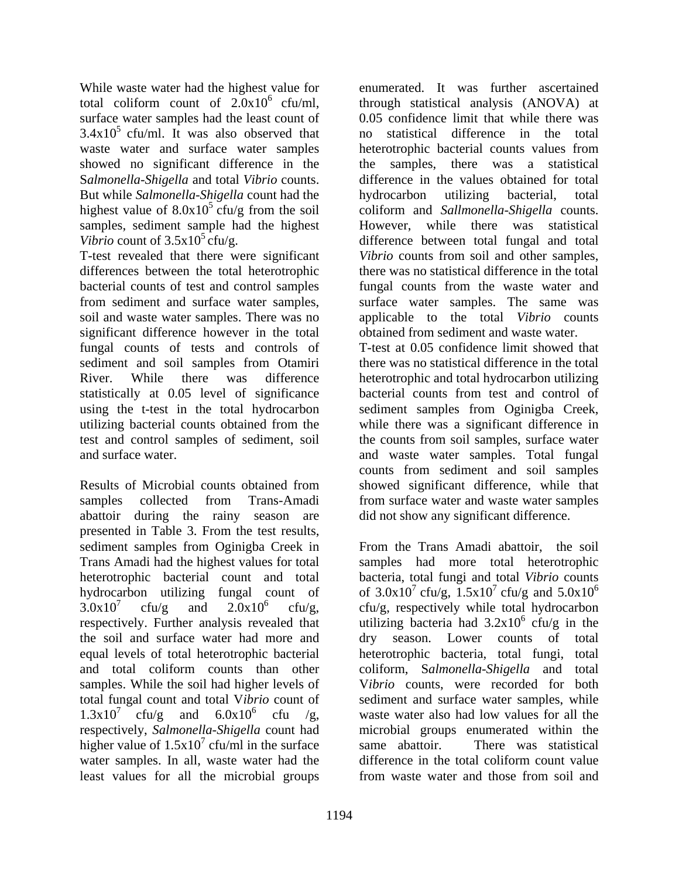While waste water had the highest value for total coliform count of $2.0x10^6$ cfu/ml, surface water samples had the least count of $3.4x10^5$ cfu/ml. It was also observed that waste water and surface water samples showed no significant difference in the S*almonella-Shigella* and total *Vibrio* counts. But while *Salmonella-Shigella* count had the highest value of $8.0x10^5$ cfu/g from the soil samples, sediment sample had the highest *Vibrio* count of $3.5x10^5$ cfu/g.

T-test revealed that there were significant differences between the total heterotrophic bacterial counts of test and control samples from sediment and surface water samples, soil and waste water samples. There was no significant difference however in the total fungal counts of tests and controls of sediment and soil samples from Otamiri River. While there was difference statistically at 0.05 level of significance using the t-test in the total hydrocarbon utilizing bacterial counts obtained from the test and control samples of sediment, soil and surface water.

Results of Microbial counts obtained from samples collected from Trans-Amadi abattoir during the rainy season are presented in Table 3. From the test results, sediment samples from Oginigba Creek in Trans Amadi had the highest values for total heterotrophic bacterial count and total hydrocarbon utilizing fungal count of $3.0x10^7$ cfu/g and $2.0x10^6$ cfu/g, respectively. Further analysis revealed that the soil and surface water had more and equal levels of total heterotrophic bacterial and total coliform counts than other samples. While the soil had higher levels of total fungal count and total V*ibrio* count of $1.3x10^7$ cfu/g and $6.0x10^6$ cfu /g, respectively, *Salmonella-Shigella* count had higher value of $1.5x10^7$ cfu/ml in the surface water samples. In all, waste water had the least values for all the microbial groups enumerated. It was further ascertained through statistical analysis (ANOVA) at 0.05 confidence limit that while there was no statistical difference in the total heterotrophic bacterial counts values from the samples, there was a statistical difference in the values obtained for total hydrocarbon utilizing bacterial, total coliform and *Sallmonella-Shigella* counts. However, while there was statistical difference between total fungal and total *Vibrio* counts from soil and other samples, there was no statistical difference in the total fungal counts from the waste water and surface water samples. The same was applicable to the total *Vibrio* counts obtained from sediment and waste water.

T-test at 0.05 confidence limit showed that there was no statistical difference in the total heterotrophic and total hydrocarbon utilizing bacterial counts from test and control of sediment samples from Oginigba Creek, while there was a significant difference in the counts from soil samples, surface water and waste water samples. Total fungal counts from sediment and soil samples showed significant difference, while that from surface water and waste water samples did not show any significant difference.

From the Trans Amadi abattoir, the soil samples had more total heterotrophic bacteria, total fungi and total *Vibrio* counts of $3.0x10^7$ cfu/g, $1.5x10^7$ cfu/g and $5.0x10^6$ cfu/g, respectively while total hydrocarbon utilizing bacteria had $3.2x10^6$ cfu/g in the dry season. Lower counts of total heterotrophic bacteria, total fungi, total coliform, S*almonella-Shigella* and total V*ibrio* counts, were recorded for both sediment and surface water samples, while waste water also had low values for all the microbial groups enumerated within the same abattoir. There was statistical difference in the total coliform count value from waste water and those from soil and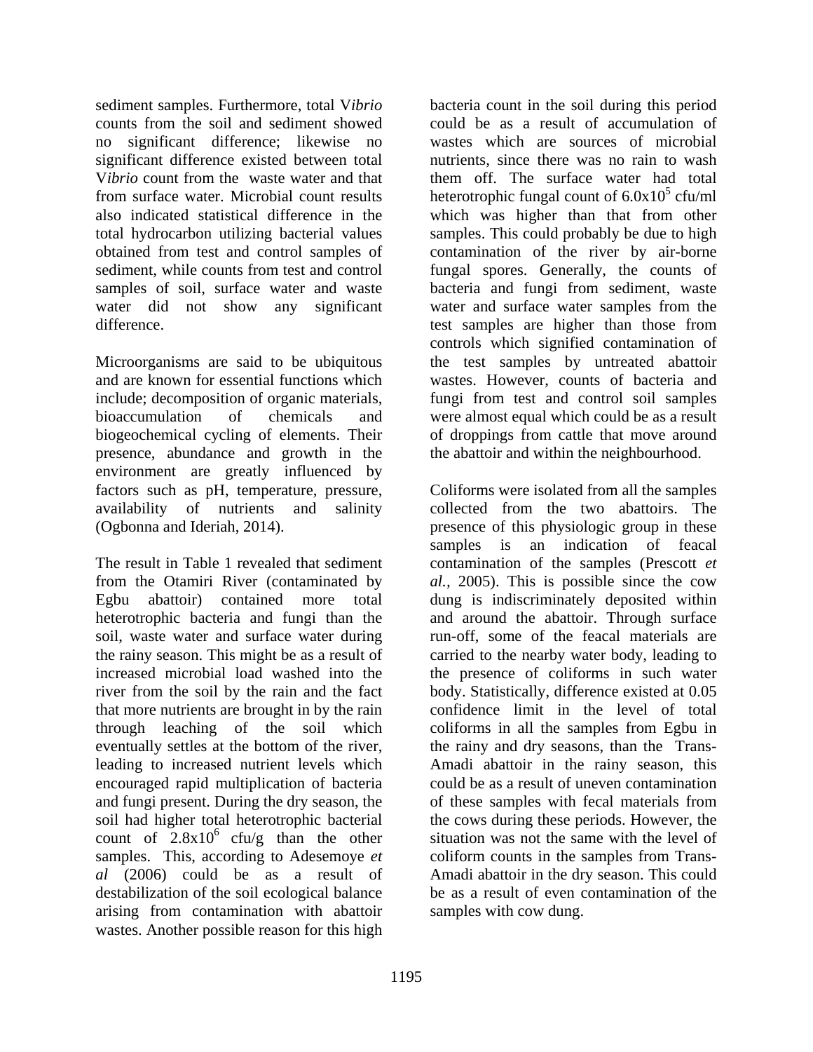sediment samples. Furthermore, total V*ibrio* counts from the soil and sediment showed no significant difference; likewise no significant difference existed between total V*ibrio* count from the waste water and that from surface water. Microbial count results also indicated statistical difference in the total hydrocarbon utilizing bacterial values obtained from test and control samples of sediment, while counts from test and control samples of soil, surface water and waste water did not show any significant difference.

Microorganisms are said to be ubiquitous and are known for essential functions which include; decomposition of organic materials, bioaccumulation of chemicals and biogeochemical cycling of elements. Their presence, abundance and growth in the environment are greatly influenced by factors such as pH, temperature, pressure, availability of nutrients and salinity (Ogbonna and Ideriah, 2014).

The result in Table 1 revealed that sediment from the Otamiri River (contaminated by Egbu abattoir) contained more total heterotrophic bacteria and fungi than the soil, waste water and surface water during the rainy season. This might be as a result of increased microbial load washed into the river from the soil by the rain and the fact that more nutrients are brought in by the rain through leaching of the soil which eventually settles at the bottom of the river, leading to increased nutrient levels which encouraged rapid multiplication of bacteria and fungi present. During the dry season, the soil had higher total heterotrophic bacterial count of $2.8 \times 10^6$ cfu/g than the other samples. This, according to Adesemoye *et al* (2006) could be as a result of destabilization of the soil ecological balance arising from contamination with abattoir wastes. Another possible reason for this high bacteria count in the soil during this period could be as a result of accumulation of wastes which are sources of microbial nutrients, since there was no rain to wash them off. The surface water had total heterotrophic fungal count of $6.0 \times 10^5$ cfu/ml which was higher than that from other samples. This could probably be due to high contamination of the river by air-borne fungal spores. Generally, the counts of bacteria and fungi from sediment, waste water and surface water samples from the test samples are higher than those from controls which signified contamination of the test samples by untreated abattoir wastes. However, counts of bacteria and fungi from test and control soil samples were almost equal which could be as a result of droppings from cattle that move around the abattoir and within the neighbourhood.

Coliforms were isolated from all the samples collected from the two abattoirs. The presence of this physiologic group in these samples is an indication of feacal contamination of the samples (Prescott *et al.*, 2005). This is possible since the cow dung is indiscriminately deposited within and around the abattoir. Through surface run-off, some of the feacal materials are carried to the nearby water body, leading to the presence of coliforms in such water body. Statistically, difference existed at 0.05 confidence limit in the level of total coliforms in all the samples from Egbu in the rainy and dry seasons, than the Trans-Amadi abattoir in the rainy season, this could be as a result of uneven contamination of these samples with fecal materials from the cows during these periods. However, the situation was not the same with the level of coliform counts in the samples from Trans-Amadi abattoir in the dry season. This could be as a result of even contamination of the samples with cow dung.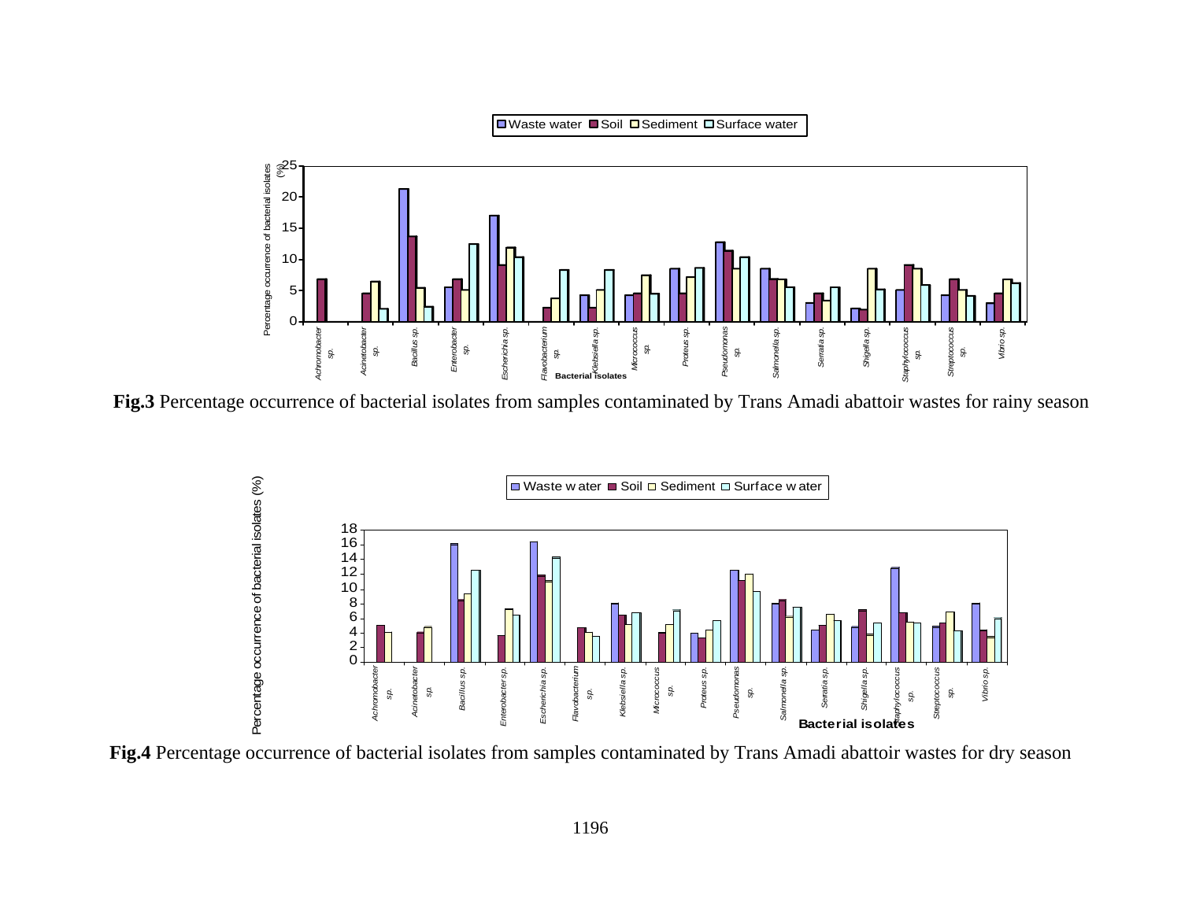**Fig.3** Percentage occurrence of bacterial isolates from samples contaminated by Trans Amadi abattoir wastes for rainy season

**Fig.4** Percentage occurrence of bacterial isolates from samples contaminated by Trans Amadi abattoir wastes for dry season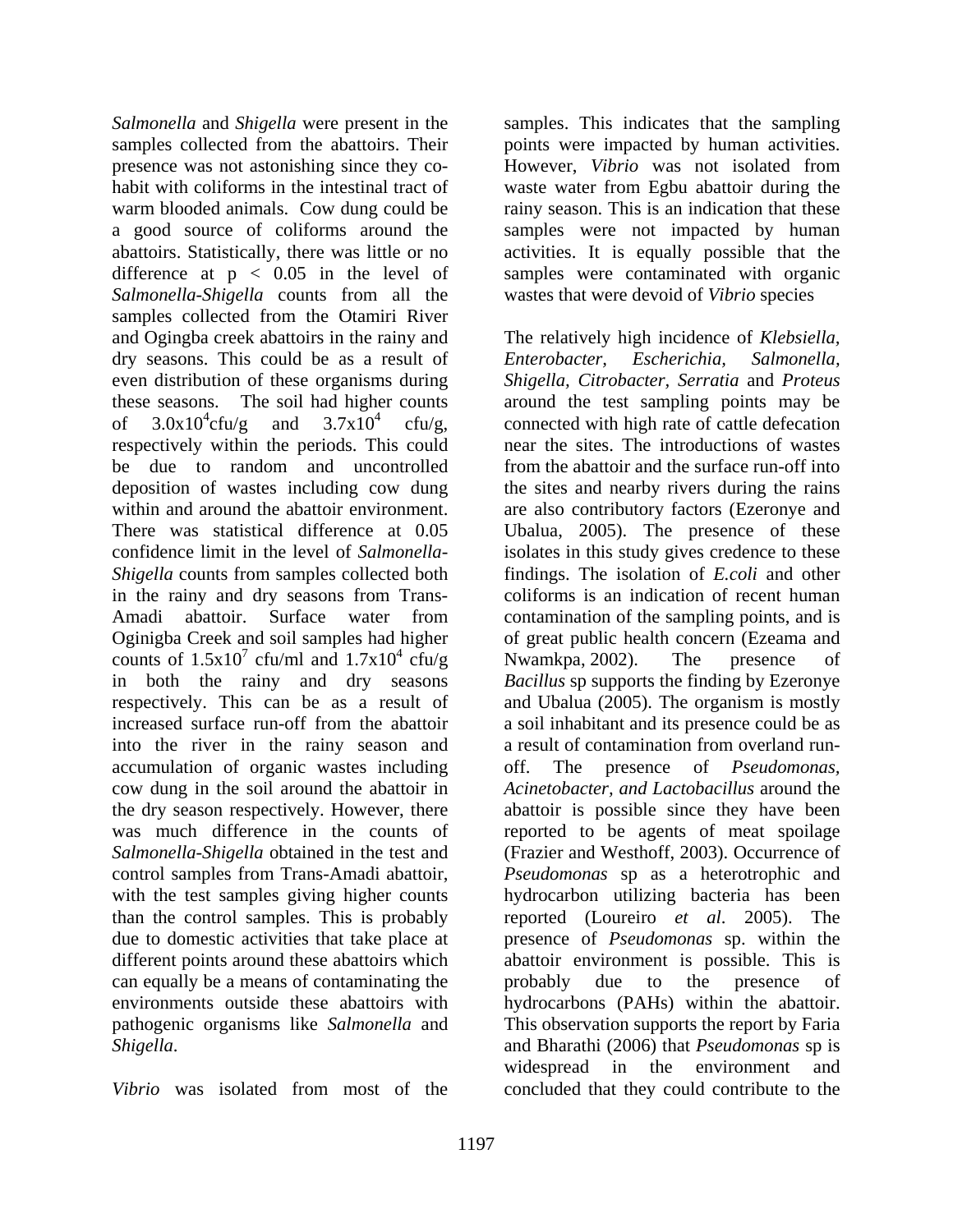*Salmonella* and *Shigella* were present in the samples collected from the abattoirs. Their presence was not astonishing since they co-habit with coliforms in the intestinal tract of warm blooded animals. Cow dung could be a good source of coliforms around the abattoirs. Statistically, there was little or no difference at $p < 0.05$ in the level of *Salmonella-Shigella* counts from all the samples collected from the Otamiri River and Ogingba creek abattoirs in the rainy and dry seasons. This could be as a result of even distribution of these organisms during these seasons. The soil had higher counts of $3.0x10^4$cfu/g and $3.7x10^4$ cfu/g, respectively within the periods. This could be due to random and uncontrolled deposition of wastes including cow dung within and around the abattoir environment. There was statistical difference at 0.05 confidence limit in the level of *Salmonella-Shigella* counts from samples collected both in the rainy and dry seasons from Trans-Amadi abattoir. Surface water from Oginigba Creek and soil samples had higher counts of $1.5x10^7$ cfu/ml and $1.7x10^4$ cfu/g in both the rainy and dry seasons respectively. This can be as a result of increased surface run-off from the abattoir into the river in the rainy season and accumulation of organic wastes including cow dung in the soil around the abattoir in the dry season respectively. However, there was much difference in the counts of *Salmonella-Shigella* obtained in the test and control samples from Trans-Amadi abattoir, with the test samples giving higher counts than the control samples. This is probably due to domestic activities that take place at different points around these abattoirs which can equally be a means of contaminating the environments outside these abattoirs with pathogenic organisms like *Salmonella* and *Shigella*.

*Vibrio* was isolated from most of the samples. This indicates that the sampling points were impacted by human activities. However, *Vibrio* was not isolated from waste water from Egbu abattoir during the rainy season. This is an indication that these samples were not impacted by human activities. It is equally possible that the samples were contaminated with organic wastes that were devoid of *Vibrio* species

The relatively high incidence of *Klebsiella, Enterobacter, Escherichia, Salmonella, Shigella, Citrobacter, Serratia* and *Proteus* around the test sampling points may be connected with high rate of cattle defecation near the sites. The introductions of wastes from the abattoir and the surface run-off into the sites and nearby rivers during the rains are also contributory factors (Ezeronye and Ubalua, 2005). The presence of these isolates in this study gives credence to these findings. The isolation of *E.coli* and other coliforms is an indication of recent human contamination of the sampling points, and is of great public health concern (Ezeama and Nwamkpa, 2002). The presence of *Bacillus* sp supports the finding by Ezeronye and Ubalua (2005). The organism is mostly a soil inhabitant and its presence could be as a result of contamination from overland run-off. The presence of *Pseudomonas, Acinetobacter, and Lactobacillus* around the abattoir is possible since they have been reported to be agents of meat spoilage (Frazier and Westhoff, 2003). Occurrence of *Pseudomonas* sp as a heterotrophic and hydrocarbon utilizing bacteria has been reported (Loureiro *et al*. 2005). The presence of *Pseudomonas* sp. within the abattoir environment is possible. This is probably due to the presence of hydrocarbons (PAHs) within the abattoir. This observation supports the report by Faria and Bharathi (2006) that *Pseudomonas* sp is widespread in the environment and concluded that they could contribute to the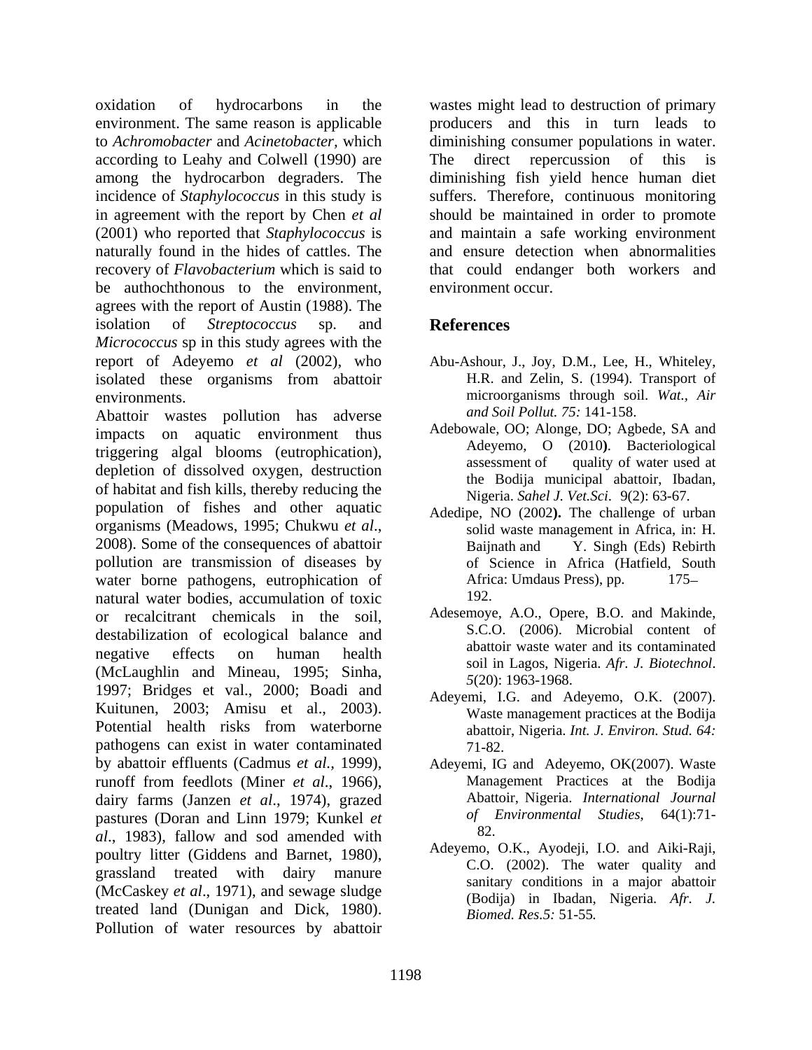oxidation of hydrocarbons in the environment. The same reason is applicable to *Achromobacter* and *Acinetobacter*, which according to Leahy and Colwell (1990) are among the hydrocarbon degraders. The incidence of *Staphylococcus* in this study is in agreement with the report by Chen *et al* (2001) who reported that *Staphylococcus* is naturally found in the hides of cattles. The recovery of *Flavobacterium* which is said to be authochthonous to the environment, agrees with the report of Austin (1988). The isolation of *Streptococcus* sp. and *Micrococcus* sp in this study agrees with the report of Adeyemo *et al* (2002), who isolated these organisms from abattoir environments.

Abattoir wastes pollution has adverse impacts on aquatic environment thus triggering algal blooms (eutrophication), depletion of dissolved oxygen, destruction of habitat and fish kills, thereby reducing the population of fishes and other aquatic organisms (Meadows, 1995; Chukwu *et al*., 2008). Some of the consequences of abattoir pollution are transmission of diseases by water borne pathogens, eutrophication of natural water bodies, accumulation of toxic or recalcitrant chemicals in the soil, destabilization of ecological balance and negative effects on human health (McLaughlin and Mineau, 1995; Sinha, 1997; Bridges et val., 2000; Boadi and Kuitunen, 2003; Amisu et al., 2003). Potential health risks from waterborne pathogens can exist in water contaminated by abattoir effluents (Cadmus *et al.*, 1999), runoff from feedlots (Miner *et al*., 1966), dairy farms (Janzen *et al*., 1974), grazed pastures (Doran and Linn 1979; Kunkel *et al*., 1983), fallow and sod amended with poultry litter (Giddens and Barnet, 1980), grassland treated with dairy manure (McCaskey *et al*., 1971), and sewage sludge treated land (Dunigan and Dick, 1980). Pollution of water resources by abattoir wastes might lead to destruction of primary producers and this in turn leads to diminishing consumer populations in water. The direct repercussion of this is diminishing fish yield hence human diet suffers. Therefore, continuous monitoring should be maintained in order to promote and maintain a safe working environment and ensure detection when abnormalities that could endanger both workers and environment occur.

## References

Abu-Ashour, J., Joy, D.M., Lee, H., Whiteley, H.R. and Zelin, S. (1994). Transport of microorganisms through soil. *Wat., Air and Soil Pollut. 75:* 141-158.

Adebowale, OO; Alonge, DO; Agbede, SA and Adeyemo, O (2010**)**. Bacteriological assessment of quality of water used at the Bodija municipal abattoir, Ibadan, Nigeria. *Sahel J. Vet.Sci*. 9(2): 63-67.

Adedipe, NO (2002**).** The challenge of urban solid waste management in Africa, in: H. Baijnath and Y. Singh (Eds) Rebirth of Science in Africa (Hatfield, South Africa: Umdaus Press), pp. 175– 192.

Adesemoye, A.O., Opere, B.O. and Makinde, S.C.O. (2006). Microbial content of abattoir waste water and its contaminated soil in Lagos, Nigeria. *Afr. J. Biotechnol*. *5*(20): 1963-1968.

Adeyemi, I.G. and Adeyemo, O.K. (2007). Waste management practices at the Bodija abattoir, Nigeria. *Int. J. Environ. Stud. 64:* 71-82.

Adeyemi, IG and Adeyemo, OK(2007). Waste Management Practices at the Bodija Abattoir, Nigeria. *International Journal of Environmental Studies*, 64(1):71-82.

Adeyemo, O.K., Ayodeji, I.O. and Aiki-Raji, C.O. (2002). The water quality and sanitary conditions in a major abattoir (Bodija) in Ibadan, Nigeria. *Afr. J. Biomed. Res.5:* 51-55.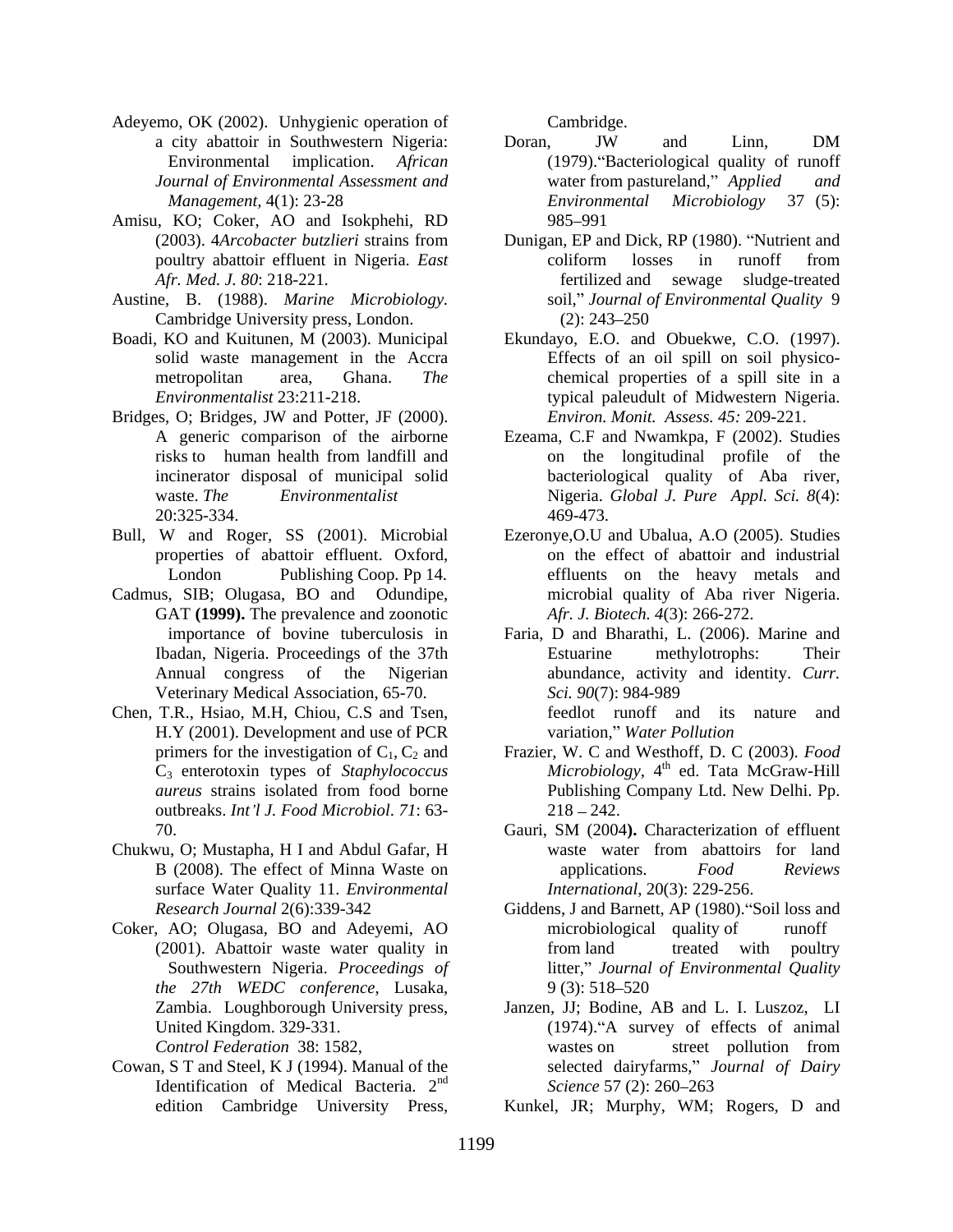Adeyemo, OK (2002). Unhygienic operation of a city abattoir in Southwestern Nigeria: Environmental implication. *African Journal of Environmental Assessment and Management*, 4(1): 23-28

Amisu, KO; Coker, AO and Isokphehi, RD (2003). 4*Arcobacter butzlieri* strains from poultry abattoir effluent in Nigeria. *East Afr. Med. J. 80*: 218-221.

Austine, B. (1988). *Marine Microbiology.* Cambridge University press, London.

Boadi, KO and Kuitunen, M (2003). Municipal solid waste management in the Accra metropolitan area, Ghana. *The Environmentalist* 23:211-218.

Bridges, O; Bridges, JW and Potter, JF (2000). A generic comparison of the airborne risks to human health from landfill and incinerator disposal of municipal solid waste. *The Environmentalist* 20:325-334.

Bull, W and Roger, SS (2001). Microbial properties of abattoir effluent. Oxford, London Publishing Coop. Pp 14.

Cadmus, SIB; Olugasa, BO and Odundipe, GAT **(1999).** The prevalence and zoonotic importance of bovine tuberculosis in Ibadan, Nigeria. Proceedings of the 37th Annual congress of the Nigerian Veterinary Medical Association, 65-70.

Chen, T.R., Hsiao, M.H, Chiou, C.S and Tsen, H.Y (2001). Development and use of PCR primers for the investigation of $C_1$, $C_2$ and $C_3$ enterotoxin types of *Staphylococcus aureus* strains isolated from food borne outbreaks. *Int'l J. Food Microbiol. 71*: 63-70.

Chukwu, O; Mustapha, H I and Abdul Gafar, H B (2008). The effect of Minna Waste on surface Water Quality 11. *Environmental Research Journal* 2(6):339-342

Coker, AO; Olugasa, BO and Adeyemi, AO (2001). Abattoir waste water quality in Southwestern Nigeria. *Proceedings of the 27th WEDC conference*, Lusaka, Zambia. Loughborough University press, United Kingdom. 329-331.

*Control Federation* 38: 1582,

Cowan, S T and Steel, K J (1994). Manual of the Identification of Medical Bacteria. 2nd edition Cambridge University Press, Cambridge.

Doran, JW and Linn, DM (1979)."Bacteriological quality of runoff water from pastureland," *Applied and Environmental Microbiology* 37 (5): 985–991

Dunigan, EP and Dick, RP (1980). "Nutrient and coliform losses in runoff from fertilized and sewage sludge-treated soil," *Journal of Environmental Quality* 9 (2): 243–250

Ekundayo, E.O. and Obuekwe, C.O. (1997). Effects of an oil spill on soil physico-chemical properties of a spill site in a typical paleudult of Midwestern Nigeria. *Environ. Monit. Assess. 45:* 209-221.

Ezeama, C.F and Nwamkpa, F (2002). Studies on the longitudinal profile of the bacteriological quality of Aba river, Nigeria. *Global J. Pure Appl. Sci. 8*(4): 469-473.

Ezeronye,O.U and Ubalua, A.O (2005). Studies on the effect of abattoir and industrial effluents on the heavy metals and microbial quality of Aba river Nigeria. *Afr. J. Biotech. 4*(3): 266-272.

Faria, D and Bharathi, L. (2006). Marine and Estuarine methylotrophs: Their abundance, activity and identity. *Curr. Sci. 90*(7): 984-989

feedlot runoff and its nature and variation," *Water Pollution*

Frazier, W. C and Westhoff, D. C (2003). *Food Microbiology*, 4th ed. Tata McGraw-Hill Publishing Company Ltd. New Delhi. Pp. 218 – 242.

Gauri, SM (2004**).** Characterization of effluent waste water from abattoirs for land applications. *Food Reviews International*, 20(3): 229-256.

Giddens, J and Barnett, AP (1980)."Soil loss and microbiological quality of runoff from land treated with poultry litter," *Journal of Environmental Quality* 9 (3): 518–520

Janzen, JJ; Bodine, AB and L. I. Luszoz, LI (1974)."A survey of effects of animal wastes on street pollution from selected dairyfarms," *Journal of Dairy Science* 57 (2): 260–263

Kunkel, JR; Murphy, WM; Rogers, D and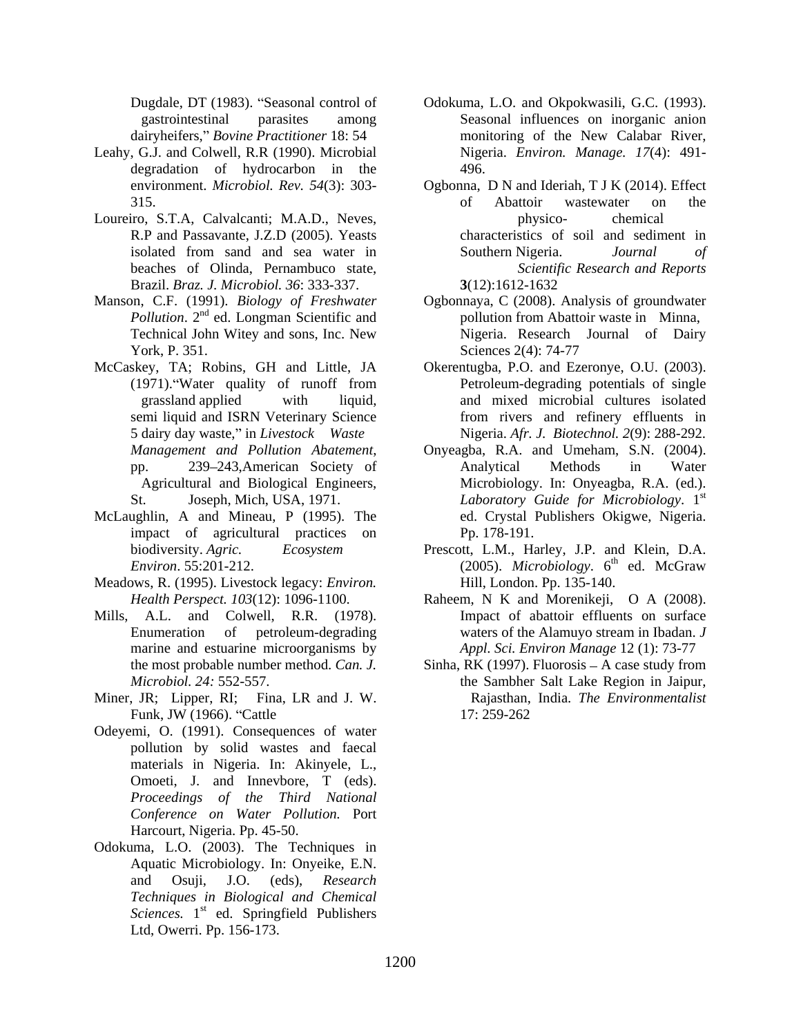Dugdale, DT (1983). "Seasonal control of gastrointestinal parasites among dairyheifers," *Bovine Practitioner* 18: 54

Leahy, G.J. and Colwell, R.R (1990). Microbial degradation of hydrocarbon in the environment. *Microbiol. Rev. 54*(3): 303-315.

Loureiro, S.T.A, Calvalcanti; M.A.D., Neves, R.P and Passavante, J.Z.D (2005). Yeasts isolated from sand and sea water in beaches of Olinda, Pernambuco state, Brazil. *Braz. J. Microbiol. 36*: 333-337.

Manson, C.F. (1991). *Biology of Freshwater Pollution*. 2nd ed. Longman Scientific and Technical John Witey and sons, Inc. New York, P. 351.

McCaskey, TA; Robins, GH and Little, JA (1971)."Water quality of runoff from grassland applied with liquid, semi liquid and ISRN Veterinary Science 5 dairy day waste," in *Livestock Waste Management and Pollution Abatement*, pp. 239–243,American Society of Agricultural and Biological Engineers, St. Joseph, Mich, USA, 1971.

McLaughlin, A and Mineau, P (1995). The impact of agricultural practices on biodiversity. *Agric. Ecosystem Environ*. 55:201-212.

Meadows, R. (1995). Livestock legacy: *Environ. Health Perspect. 103*(12): 1096-1100.

Mills, A.L. and Colwell, R.R. (1978). Enumeration of petroleum-degrading marine and estuarine microorganisms by the most probable number method. *Can. J. Microbiol. 24:* 552-557.

Miner, JR; Lipper, RI; Fina, LR and J. W. Funk, JW (1966). "Cattle

Odeyemi, O. (1991). Consequences of water pollution by solid wastes and faecal materials in Nigeria. In: Akinyele, L., Omoeti, J. and Innevbore, T (eds). *Proceedings of the Third National Conference on Water Pollution.* Port Harcourt, Nigeria. Pp. 45-50.

Odokuma, L.O. (2003). The Techniques in Aquatic Microbiology. In: Onyeike, E.N. and Osuji, J.O. (eds), *Research Techniques in Biological and Chemical Sciences.* 1st ed. Springfield Publishers Ltd, Owerri. Pp. 156-173.

Odokuma, L.O. and Okpokwasili, G.C. (1993). Seasonal influences on inorganic anion monitoring of the New Calabar River, Nigeria. *Environ. Manage. 17*(4): 491-496.

Ogbonna, D N and Ideriah, T J K (2014). Effect of Abattoir wastewater on the physico- chemical characteristics of soil and sediment in Southern Nigeria. *Journal of Scientific Research and Reports* **3**(12):1612-1632

Ogbonnaya, C (2008). Analysis of groundwater pollution from Abattoir waste in Minna, Nigeria. Research Journal of Dairy Sciences 2(4): 74-77

Okerentugba, P.O. and Ezeronye, O.U. (2003). Petroleum-degrading potentials of single and mixed microbial cultures isolated from rivers and refinery effluents in Nigeria. *Afr. J. Biotechnol. 2*(9): 288-292.

Onyeagba, R.A. and Umeham, S.N. (2004). Analytical Methods in Water Microbiology. In: Onyeagba, R.A. (ed.). *Laboratory Guide for Microbiology*. 1st ed. Crystal Publishers Okigwe, Nigeria. Pp. 178-191.

Prescott, L.M., Harley, J.P. and Klein, D.A. (2005). *Microbiology*. 6th ed. McGraw Hill, London. Pp. 135-140.

Raheem, N K and Morenikeji, O A (2008). Impact of abattoir effluents on surface waters of the Alamuyo stream in Ibadan. *J Appl. Sci. Environ Manage* 12 (1): 73-77

Sinha, RK (1997). Fluorosis – A case study from the Sambher Salt Lake Region in Jaipur, Rajasthan, India. *The Environmentalist* 17: 259-262